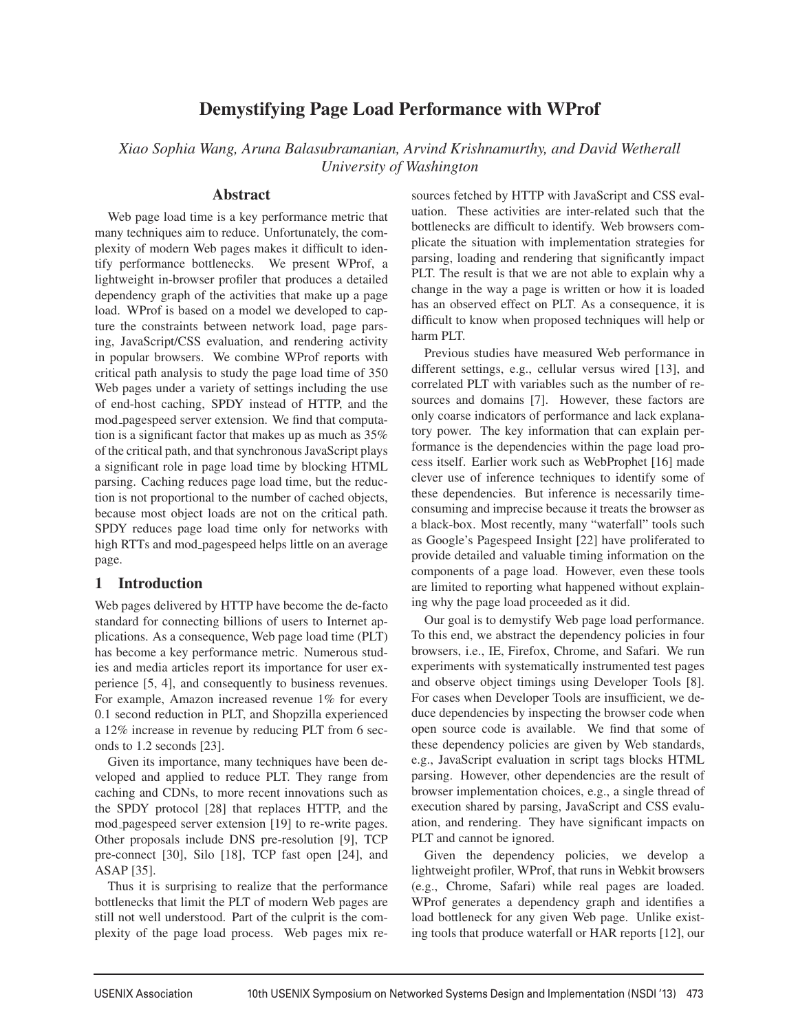# Demystifying Page Load Performance with WProf

*Xiao Sophia Wang, Aruna Balasubramanian, Arvind Krishnamurthy, and David Wetherall*
*University of Washington*

## Abstract

Web page load time is a key performance metric that many techniques aim to reduce. Unfortunately, the complexity of modern Web pages makes it difficult to identify performance bottlenecks. We present WProf, a lightweight in-browser profiler that produces a detailed dependency graph of the activities that make up a page load. WProf is based on a model we developed to capture the constraints between network load, page parsing, JavaScript/CSS evaluation, and rendering activity in popular browsers. We combine WProf reports with critical path analysis to study the page load time of 350 Web pages under a variety of settings including the use of end-host caching, SPDY instead of HTTP, and the mod_pagespeed server extension. We find that computation is a significant factor that makes up as much as 35% of the critical path, and that synchronous JavaScript plays a significant role in page load time by blocking HTML parsing. Caching reduces page load time, but the reduction is not proportional to the number of cached objects, because most object loads are not on the critical path. SPDY reduces page load time only for networks with high RTTs and mod_pagespeed helps little on an average page.

## 1 Introduction

Web pages delivered by HTTP have become the de-facto standard for connecting billions of users to Internet applications. As a consequence, Web page load time (PLT) has become a key performance metric. Numerous studies and media articles report its importance for user experience [5, 4], and consequently to business revenues. For example, Amazon increased revenue 1% for every 0.1 second reduction in PLT, and Shopzilla experienced a 12% increase in revenue by reducing PLT from 6 seconds to 1.2 seconds [23].

Given its importance, many techniques have been developed and applied to reduce PLT. They range from caching and CDNs, to more recent innovations such as the SPDY protocol [28] that replaces HTTP, and the mod_pagespeed server extension [19] to re-write pages. Other proposals include DNS pre-resolution [9], TCP pre-connect [30], Silo [18], TCP fast open [24], and ASAP [35].

Thus it is surprising to realize that the performance bottlenecks that limit the PLT of modern Web pages are still not well understood. Part of the culprit is the complexity of the page load process. Web pages mix resources fetched by HTTP with JavaScript and CSS evaluation. These activities are inter-related such that the bottlenecks are difficult to identify. Web browsers complicate the situation with implementation strategies for parsing, loading and rendering that significantly impact PLT. The result is that we are not able to explain why a change in the way a page is written or how it is loaded has an observed effect on PLT. As a consequence, it is difficult to know when proposed techniques will help or harm PLT.

Previous studies have measured Web performance in different settings, e.g., cellular versus wired [13], and correlated PLT with variables such as the number of resources and domains [7]. However, these factors are only coarse indicators of performance and lack explanatory power. The key information that can explain performance is the dependencies within the page load process itself. Earlier work such as WebProphet [16] made clever use of inference techniques to identify some of these dependencies. But inference is necessarily time-consuming and imprecise because it treats the browser as a black-box. Most recently, many "waterfall" tools such as Google's Pagespeed Insight [22] have proliferated to provide detailed and valuable timing information on the components of a page load. However, even these tools are limited to reporting what happened without explaining why the page load proceeded as it did.

Our goal is to demystify Web page load performance. To this end, we abstract the dependency policies in four browsers, i.e., IE, Firefox, Chrome, and Safari. We run experiments with systematically instrumented test pages and observe object timings using Developer Tools [8]. For cases when Developer Tools are insufficient, we deduce dependencies by inspecting the browser code when open source code is available. We find that some of these dependency policies are given by Web standards, e.g., JavaScript evaluation in script tags blocks HTML parsing. However, other dependencies are the result of browser implementation choices, e.g., a single thread of execution shared by parsing, JavaScript and CSS evaluation, and rendering. They have significant impacts on PLT and cannot be ignored.

Given the dependency policies, we develop a lightweight profiler, WProf, that runs in Webkit browsers (e.g., Chrome, Safari) while real pages are loaded. WProf generates a dependency graph and identifies a load bottleneck for any given Web page. Unlike existing tools that produce waterfall or HAR reports [12], our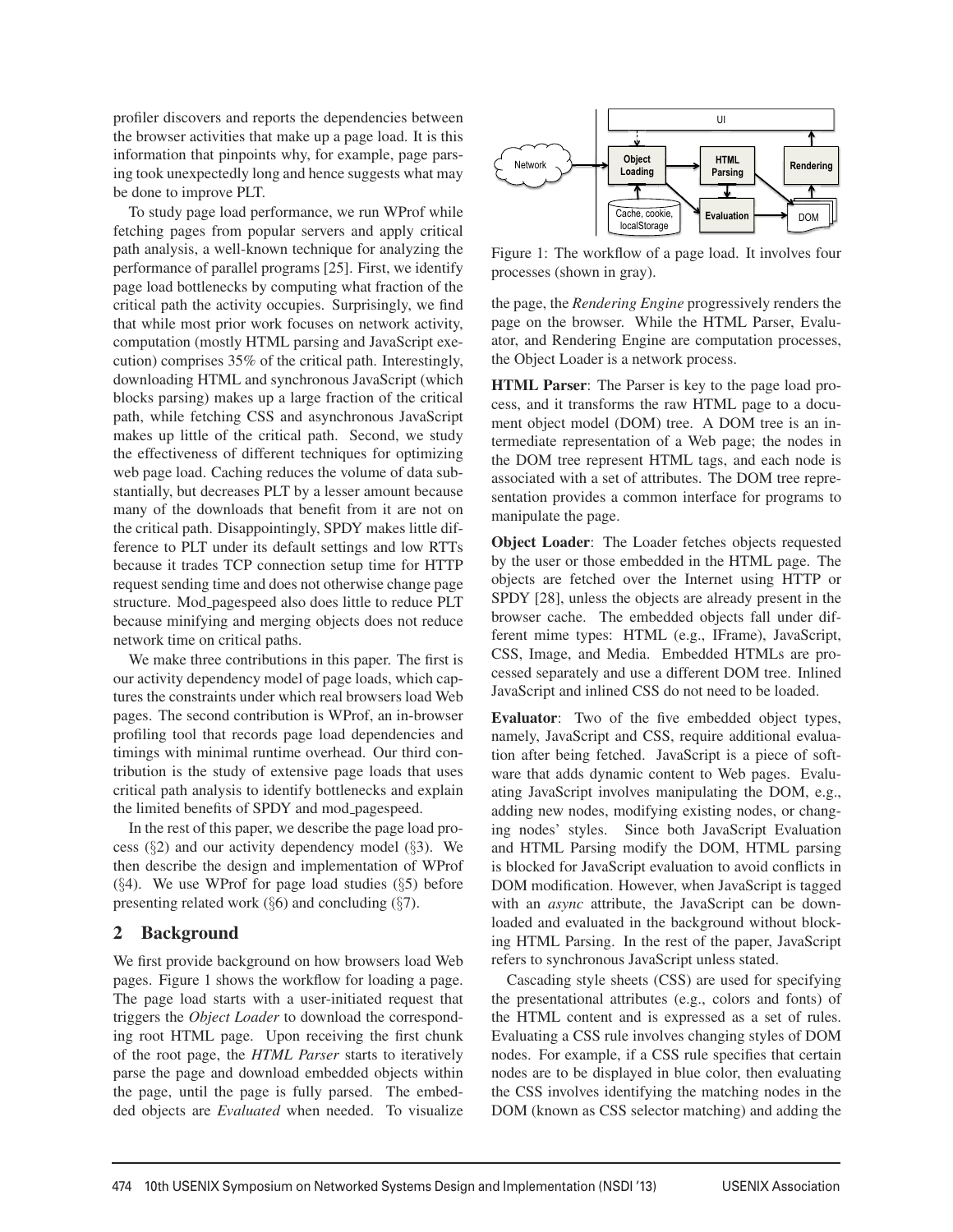profiler discovers and reports the dependencies between the browser activities that make up a page load. It is this information that pinpoints why, for example, page parsing took unexpectedly long and hence suggests what may be done to improve PLT.

To study page load performance, we run WProf while fetching pages from popular servers and apply critical path analysis, a well-known technique for analyzing the performance of parallel programs [25]. First, we identify page load bottlenecks by computing what fraction of the critical path the activity occupies. Surprisingly, we find that while most prior work focuses on network activity, computation (mostly HTML parsing and JavaScript execution) comprises 35% of the critical path. Interestingly, downloading HTML and synchronous JavaScript (which blocks parsing) makes up a large fraction of the critical path, while fetching CSS and asynchronous JavaScript makes up little of the critical path. Second, we study the effectiveness of different techniques for optimizing web page load. Caching reduces the volume of data substantially, but decreases PLT by a lesser amount because many of the downloads that benefit from it are not on the critical path. Disappointingly, SPDY makes little difference to PLT under its default settings and low RTTs because it trades TCP connection setup time for HTTP request sending time and does not otherwise change page structure. Mod_pagespeed also does little to reduce PLT because minifying and merging objects does not reduce network time on critical paths.

We make three contributions in this paper. The first is our activity dependency model of page loads, which captures the constraints under which real browsers load Web pages. The second contribution is WProf, an in-browser profiling tool that records page load dependencies and timings with minimal runtime overhead. Our third contribution is the study of extensive page loads that uses critical path analysis to identify bottlenecks and explain the limited benefits of SPDY and mod_pagespeed.

In the rest of this paper, we describe the page load process (§2) and our activity dependency model (§3). We then describe the design and implementation of WProf (§4). We use WProf for page load studies (§5) before presenting related work (§6) and concluding (§7).

## 2 Background

We first provide background on how browsers load Web pages. Figure 1 shows the workflow for loading a page. The page load starts with a user-initiated request that triggers the *Object Loader* to download the corresponding root HTML page. Upon receiving the first chunk of the root page, the *HTML Parser* starts to iteratively parse the page and download embedded objects within the page, until the page is fully parsed. The embedded objects are *Evaluated* when needed. To visualize the page, the *Rendering Engine* progressively renders the page on the browser. While the HTML Parser, Evaluator, and Rendering Engine are computation processes, the Object Loader is a network process.

Figure 1: The workflow of a page load. It involves four processes (shown in gray).

**HTML Parser**: The Parser is key to the page load process, and it transforms the raw HTML page to a document object model (DOM) tree. A DOM tree is an intermediate representation of a Web page; the nodes in the DOM tree represent HTML tags, and each node is associated with a set of attributes. The DOM tree representation provides a common interface for programs to manipulate the page.

**Object Loader**: The Loader fetches objects requested by the user or those embedded in the HTML page. The objects are fetched over the Internet using HTTP or SPDY [28], unless the objects are already present in the browser cache. The embedded objects fall under different mime types: HTML (e.g., IFrame), JavaScript, CSS, Image, and Media. Embedded HTMLs are processed separately and use a different DOM tree. Inlined JavaScript and inlined CSS do not need to be loaded.

**Evaluator**: Two of the five embedded object types, namely, JavaScript and CSS, require additional evaluation after being fetched. JavaScript is a piece of software that adds dynamic content to Web pages. Evaluating JavaScript involves manipulating the DOM, e.g., adding new nodes, modifying existing nodes, or changing nodes' styles. Since both JavaScript Evaluation and HTML Parsing modify the DOM, HTML parsing is blocked for JavaScript evaluation to avoid conflicts in DOM modification. However, when JavaScript is tagged with an *async* attribute, the JavaScript can be downloaded and evaluated in the background without blocking HTML Parsing. In the rest of the paper, JavaScript refers to synchronous JavaScript unless stated.

Cascading style sheets (CSS) are used for specifying the presentational attributes (e.g., colors and fonts) of the HTML content and is expressed as a set of rules. Evaluating a CSS rule involves changing styles of DOM nodes. For example, if a CSS rule specifies that certain nodes are to be displayed in blue color, then evaluating the CSS involves identifying the matching nodes in the DOM (known as CSS selector matching) and adding the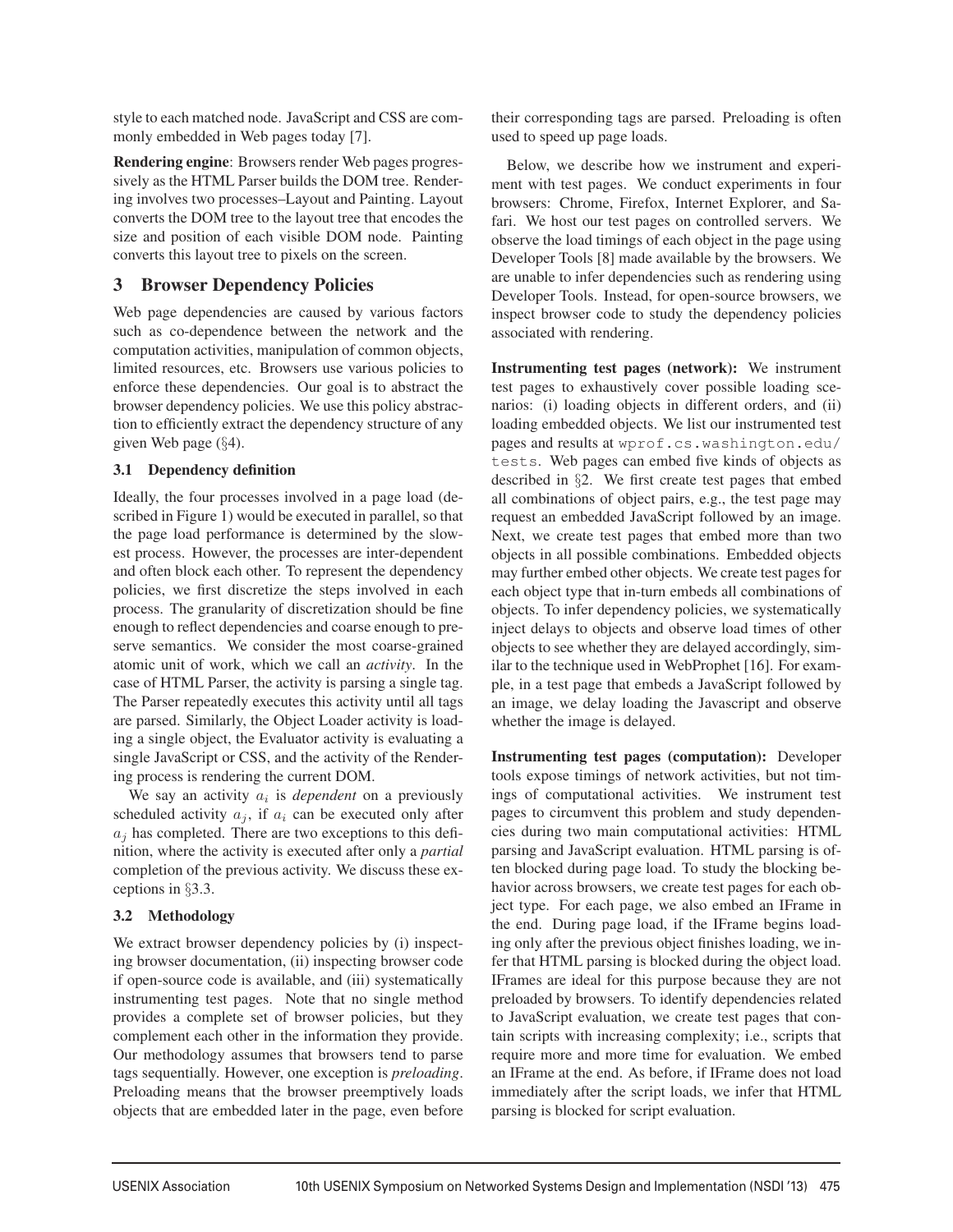style to each matched node. JavaScript and CSS are commonly embedded in Web pages today [7].

**Rendering engine**: Browsers render Web pages progressively as the HTML Parser builds the DOM tree. Rendering involves two processes–Layout and Painting. Layout converts the DOM tree to the layout tree that encodes the size and position of each visible DOM node. Painting converts this layout tree to pixels on the screen.

## 3 Browser Dependency Policies

Web page dependencies are caused by various factors such as co-dependence between the network and the computation activities, manipulation of common objects, limited resources, etc. Browsers use various policies to enforce these dependencies. Our goal is to abstract the browser dependency policies. We use this policy abstraction to efficiently extract the dependency structure of any given Web page (§4).

### 3.1 Dependency definition

Ideally, the four processes involved in a page load (described in Figure 1) would be executed in parallel, so that the page load performance is determined by the slowest process. However, the processes are inter-dependent and often block each other. To represent the dependency policies, we first discretize the steps involved in each process. The granularity of discretization should be fine enough to reflect dependencies and coarse enough to preserve semantics. We consider the most coarse-grained atomic unit of work, which we call an *activity*. In the case of HTML Parser, the activity is parsing a single tag. The Parser repeatedly executes this activity until all tags are parsed. Similarly, the Object Loader activity is loading a single object, the Evaluator activity is evaluating a single JavaScript or CSS, and the activity of the Rendering process is rendering the current DOM.

We say an activity $a_i$ is *dependent* on a previously scheduled activity $a_j$, if $a_i$ can be executed only after $a_j$ has completed. There are two exceptions to this definition, where the activity is executed after only a *partial* completion of the previous activity. We discuss these exceptions in §3.3.

### 3.2 Methodology

We extract browser dependency policies by (i) inspecting browser documentation, (ii) inspecting browser code if open-source code is available, and (iii) systematically instrumenting test pages. Note that no single method provides a complete set of browser policies, but they complement each other in the information they provide. Our methodology assumes that browsers tend to parse tags sequentially. However, one exception is *preloading*. Preloading means that the browser preemptively loads objects that are embedded later in the page, even before their corresponding tags are parsed. Preloading is often used to speed up page loads.

Below, we describe how we instrument and experiment with test pages. We conduct experiments in four browsers: Chrome, Firefox, Internet Explorer, and Safari. We host our test pages on controlled servers. We observe the load timings of each object in the page using Developer Tools [8] made available by the browsers. We are unable to infer dependencies such as rendering using Developer Tools. Instead, for open-source browsers, we inspect browser code to study the dependency policies associated with rendering.

**Instrumenting test pages (network):** We instrument test pages to exhaustively cover possible loading scenarios: (i) loading objects in different orders, and (ii) loading embedded objects. We list our instrumented test pages and results at `wprof.cs.washington.edu/tests`. Web pages can embed five kinds of objects as described in §2. We first create test pages that embed all combinations of object pairs, e.g., the test page may request an embedded JavaScript followed by an image. Next, we create test pages that embed more than two objects in all possible combinations. Embedded objects may further embed other objects. We create test pages for each object type that in-turn embeds all combinations of objects. To infer dependency policies, we systematically inject delays to objects and observe load times of other objects to see whether they are delayed accordingly, similar to the technique used in WebProphet [16]. For example, in a test page that embeds a JavaScript followed by an image, we delay loading the Javascript and observe whether the image is delayed.

**Instrumenting test pages (computation):** Developer tools expose timings of network activities, but not timings of computational activities. We instrument test pages to circumvent this problem and study dependencies during two main computational activities: HTML parsing and JavaScript evaluation. HTML parsing is often blocked during page load. To study the blocking behavior across browsers, we create test pages for each object type. For each page, we also embed an IFrame in the end. During page load, if the IFrame begins loading only after the previous object finishes loading, we infer that HTML parsing is blocked during the object load. IFrames are ideal for this purpose because they are not preloaded by browsers. To identify dependencies related to JavaScript evaluation, we create test pages that contain scripts with increasing complexity; i.e., scripts that require more and more time for evaluation. We embed an IFrame at the end. As before, if IFrame does not load immediately after the script loads, we infer that HTML parsing is blocked for script evaluation.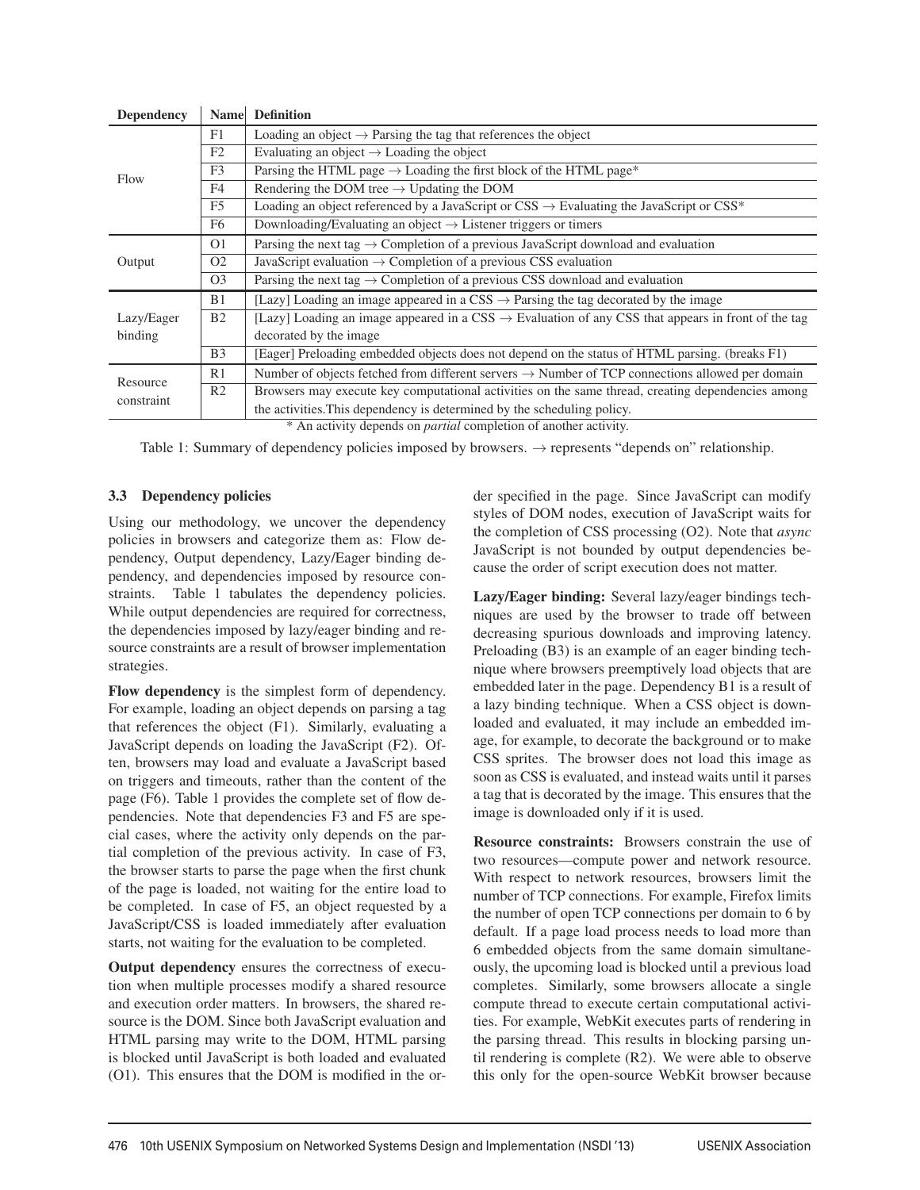| Dependency | Name | Definition |
|---|---|---|
| Flow | F1 | Loading an object → Parsing the tag that references the object |
| | F2 | Evaluating an object → Loading the object |
| | F3 | Parsing the HTML page → Loading the first block of the HTML page* |
| | F4 | Rendering the DOM tree → Updating the DOM |
| | F5 | Loading an object referenced by a JavaScript or CSS → Evaluating the JavaScript or CSS* |
| | F6 | Downloading/Evaluating an object → Listener triggers or timers |
| Output | O1 | Parsing the next tag → Completion of a previous JavaScript download and evaluation |
| | O2 | JavaScript evaluation → Completion of a previous CSS evaluation |
| | O3 | Parsing the next tag → Completion of a previous CSS download and evaluation |
| Lazy/Eager binding | B1 | [Lazy] Loading an image appeared in a CSS → Parsing the tag decorated by the image |
| | B2 | [Lazy] Loading an image appeared in a CSS → Evaluation of any CSS that appears in front of the tag decorated by the image |
| | B3 | [Eager] Preloading embedded objects does not depend on the status of HTML parsing. (breaks F1) |
| Resource constraint | R1 | Number of objects fetched from different servers → Number of TCP connections allowed per domain |
| | R2 | Browsers may execute key computational activities on the same thread, creating dependencies among the activities.This dependency is determined by the scheduling policy. |

\* An activity depends on *partial* completion of another activity.

Table 1: Summary of dependency policies imposed by browsers. → represents "depends on" relationship.

### 3.3 Dependency policies

Using our methodology, we uncover the dependency policies in browsers and categorize them as: Flow dependency, Output dependency, Lazy/Eager binding dependency, and dependencies imposed by resource constraints. Table 1 tabulates the dependency policies. While output dependencies are required for correctness, the dependencies imposed by lazy/eager binding and resource constraints are a result of browser implementation strategies.

**Flow dependency** is the simplest form of dependency. For example, loading an object depends on parsing a tag that references the object (F1). Similarly, evaluating a JavaScript depends on loading the JavaScript (F2). Often, browsers may load and evaluate a JavaScript based on triggers and timeouts, rather than the content of the page (F6). Table 1 provides the complete set of flow dependencies. Note that dependencies F3 and F5 are special cases, where the activity only depends on the partial completion of the previous activity. In case of F3, the browser starts to parse the page when the first chunk of the page is loaded, not waiting for the entire load to be completed. In case of F5, an object requested by a JavaScript/CSS is loaded immediately after evaluation starts, not waiting for the evaluation to be completed.

**Output dependency** ensures the correctness of execution when multiple processes modify a shared resource and execution order matters. In browsers, the shared resource is the DOM. Since both JavaScript evaluation and HTML parsing may write to the DOM, HTML parsing is blocked until JavaScript is both loaded and evaluated (O1). This ensures that the DOM is modified in the order specified in the page. Since JavaScript can modify styles of DOM nodes, execution of JavaScript waits for the completion of CSS processing (O2). Note that *async* JavaScript is not bounded by output dependencies because the order of script execution does not matter.

**Lazy/Eager binding:** Several lazy/eager bindings techniques are used by the browser to trade off between decreasing spurious downloads and improving latency. Preloading (B3) is an example of an eager binding technique where browsers preemptively load objects that are embedded later in the page. Dependency B1 is a result of a lazy binding technique. When a CSS object is downloaded and evaluated, it may include an embedded image, for example, to decorate the background or to make CSS sprites. The browser does not load this image as soon as CSS is evaluated, and instead waits until it parses a tag that is decorated by the image. This ensures that the image is downloaded only if it is used.

**Resource constraints:** Browsers constrain the use of two resources—compute power and network resource. With respect to network resources, browsers limit the number of TCP connections. For example, Firefox limits the number of open TCP connections per domain to 6 by default. If a page load process needs to load more than 6 embedded objects from the same domain simultaneously, the upcoming load is blocked until a previous load completes. Similarly, some browsers allocate a single compute thread to execute certain computational activities. For example, WebKit executes parts of rendering in the parsing thread. This results in blocking parsing until rendering is complete (R2). We were able to observe this only for the open-source WebKit browser because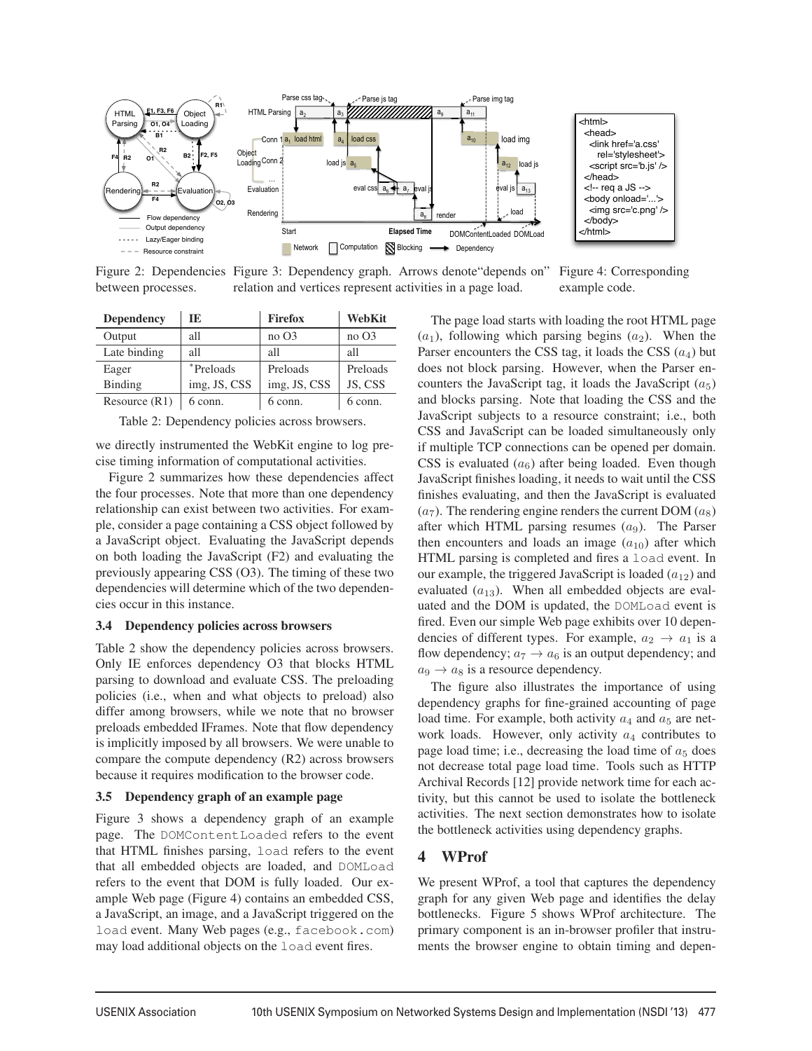Figure 2: Dependencies between processes.

Figure 3: Dependency graph. Arrows denote "depends on" relation and vertices represent activities in a page load.

```
<html>
  <head>
    <link href='a.css'
        rel='stylesheet'>
    <script src='b.js' />
  </head>
  <!-- req a JS -->
  <body onload='...'>
    <img src='c.png' />
  </body>
</html>
```

Figure 4: Corresponding example code.

| Dependency | IE | Firefox | WebKit |
|---|---|---|---|
| Output | all | no O3 | no O3 |
| Late binding | all | all | all |
| Eager Binding | *Preloads img, JS, CSS | Preloads img, JS, CSS | Preloads JS, CSS |
| Resource (R1) | 6 conn. | 6 conn. | 6 conn. |

Table 2: Dependency policies across browsers.

we directly instrumented the WebKit engine to log precise timing information of computational activities.

Figure 2 summarizes how these dependencies affect the four processes. Note that more than one dependency relationship can exist between two activities. For example, consider a page containing a CSS object followed by a JavaScript object. Evaluating the JavaScript depends on both loading the JavaScript (F2) and evaluating the previously appearing CSS (O3). The timing of these two dependencies will determine which of the two dependencies occur in this instance.

### 3.4 Dependency policies across browsers

Table 2 show the dependency policies across browsers. Only IE enforces dependency O3 that blocks HTML parsing to download and evaluate CSS. The preloading policies (i.e., when and what objects to preload) also differ among browsers, while we note that no browser preloads embedded IFrames. Note that flow dependency is implicitly imposed by all browsers. We were unable to compare the compute dependency (R2) across browsers because it requires modification to the browser code.

### 3.5 Dependency graph of an example page

Figure 3 shows a dependency graph of an example page. The `DOMContentLoaded` refers to the event that HTML finishes parsing, `load` refers to the event that all embedded objects are loaded, and `DOMLoad` refers to the event that DOM is fully loaded. Our example Web page (Figure 4) contains an embedded CSS, a JavaScript, an image, and a JavaScript triggered on the `load` event. Many Web pages (e.g., `facebook.com`) may load additional objects on the `load` event fires.

The page load starts with loading the root HTML page ($a_1$), following which parsing begins ($a_2$). When the Parser encounters the CSS tag, it loads the CSS ($a_4$) but does not block parsing. However, when the Parser encounters the JavaScript tag, it loads the JavaScript ($a_5$) and blocks parsing. Note that loading the CSS and the JavaScript subjects to a resource constraint; i.e., both CSS and JavaScript can be loaded simultaneously only if multiple TCP connections can be opened per domain. CSS is evaluated ($a_6$) after being loaded. Even though JavaScript finishes loading, it needs to wait until the CSS finishes evaluating, and then the JavaScript is evaluated ($a_7$). The rendering engine renders the current DOM ($a_8$) after which HTML parsing resumes ($a_9$). The Parser then encounters and loads an image ($a_{10}$) after which HTML parsing is completed and fires a `load` event. In our example, the triggered JavaScript is loaded ($a_{12}$) and evaluated ($a_{13}$). When all embedded objects are evaluated and the DOM is updated, the `DOMLoad` event is fired. Even our simple Web page exhibits over 10 dependencies of different types. For example, $a_2 \rightarrow a_1$ is a flow dependency; $a_7 \rightarrow a_6$ is an output dependency; and $a_9 \rightarrow a_8$ is a resource dependency.

The figure also illustrates the importance of using dependency graphs for fine-grained accounting of page load time. For example, both activity $a_4$ and $a_5$ are network loads. However, only activity $a_4$ contributes to page load time; i.e., decreasing the load time of $a_5$ does not decrease total page load time. Tools such as HTTP Archival Records [12] provide network time for each activity, but this cannot be used to isolate the bottleneck activities. The next section demonstrates how to isolate the bottleneck activities using dependency graphs.

## 4 WProf

We present WProf, a tool that captures the dependency graph for any given Web page and identifies the delay bottlenecks. Figure 5 shows WProf architecture. The primary component is an in-browser profiler that instruments the browser engine to obtain timing and depen-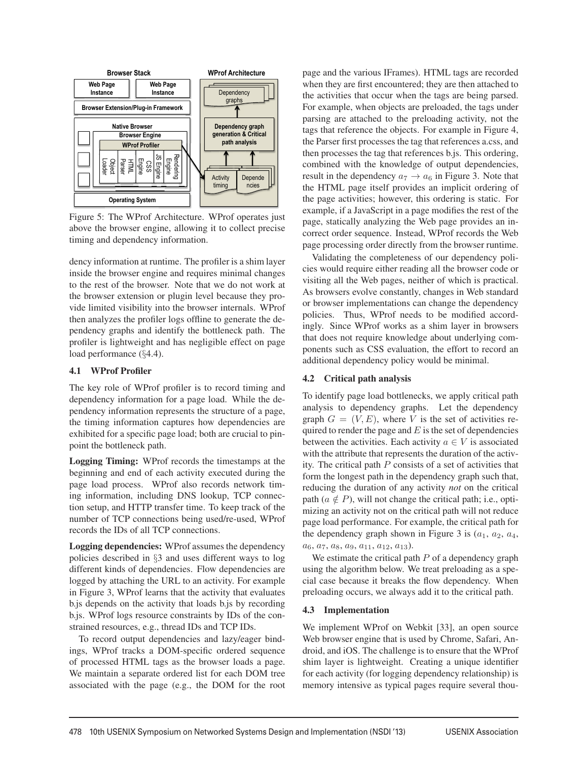Figure 5: The WProf Architecture. WProf operates just above the browser engine, allowing it to collect precise timing and dependency information.

dency information at runtime. The profiler is a shim layer inside the browser engine and requires minimal changes to the rest of the browser. Note that we do not work at the browser extension or plugin level because they provide limited visibility into the browser internals. WProf then analyzes the profiler logs offline to generate the dependency graphs and identify the bottleneck path. The profiler is lightweight and has negligible effect on page load performance (§4.4).

### 4.1 WProf Profiler

The key role of WProf profiler is to record timing and dependency information for a page load. While the dependency information represents the structure of a page, the timing information captures how dependencies are exhibited for a specific page load; both are crucial to pinpoint the bottleneck path.

**Logging Timing:** WProf records the timestamps at the beginning and end of each activity executed during the page load process. WProf also records network timing information, including DNS lookup, TCP connection setup, and HTTP transfer time. To keep track of the number of TCP connections being used/re-used, WProf records the IDs of all TCP connections.

**Logging dependencies:** WProf assumes the dependency policies described in §3 and uses different ways to log different kinds of dependencies. Flow dependencies are logged by attaching the URL to an activity. For example in Figure 3, WProf learns that the activity that evaluates b.js depends on the activity that loads b.js by recording b.js. WProf logs resource constraints by IDs of the constrained resources, e.g., thread IDs and TCP IDs.

To record output dependencies and lazy/eager bindings, WProf tracks a DOM-specific ordered sequence of processed HTML tags as the browser loads a page. We maintain a separate ordered list for each DOM tree associated with the page (e.g., the DOM for the root page and the various IFrames). HTML tags are recorded when they are first encountered; they are then attached to the activities that occur when the tags are being parsed. For example, when objects are preloaded, the tags under parsing are attached to the preloading activity, not the tags that reference the objects. For example in Figure 4, the Parser first processes the tag that references a.css, and then processes the tag that references b.js. This ordering, combined with the knowledge of output dependencies, result in the dependency $a_7 \rightarrow a_6$ in Figure 3. Note that the HTML page itself provides an implicit ordering of the page activities; however, this ordering is static. For example, if a JavaScript in a page modifies the rest of the page, statically analyzing the Web page provides an incorrect order sequence. Instead, WProf records the Web page processing order directly from the browser runtime.

Validating the completeness of our dependency policies would require either reading all the browser code or visiting all the Web pages, neither of which is practical. As browsers evolve constantly, changes in Web standard or browser implementations can change the dependency policies. Thus, WProf needs to be modified accordingly. Since WProf works as a shim layer in browsers that does not require knowledge about underlying components such as CSS evaluation, the effort to record an additional dependency policy would be minimal.

### 4.2 Critical path analysis

To identify page load bottlenecks, we apply critical path analysis to dependency graphs. Let the dependency graph $G = (V, E)$, where $V$ is the set of activities required to render the page and $E$ is the set of dependencies between the activities. Each activity $a \in V$ is associated with the attribute that represents the duration of the activity. The critical path $P$ consists of a set of activities that form the longest path in the dependency graph such that, reducing the duration of any activity *not* on the critical path ($a \notin P$), will not change the critical path; i.e., optimizing an activity not on the critical path will not reduce page load performance. For example, the critical path for the dependency graph shown in Figure 3 is ($a_1$, $a_2$, $a_4$, $a_6$, $a_7$, $a_8$, $a_9$, $a_{11}$, $a_{12}$, $a_{13}$).

We estimate the critical path $P$ of a dependency graph using the algorithm below. We treat preloading as a special case because it breaks the flow dependency. When preloading occurs, we always add it to the critical path.

### 4.3 Implementation

We implement WProf on Webkit [33], an open source Web browser engine that is used by Chrome, Safari, Android, and iOS. The challenge is to ensure that the WProf shim layer is lightweight. Creating a unique identifier for each activity (for logging dependency relationship) is memory intensive as typical pages require several thou-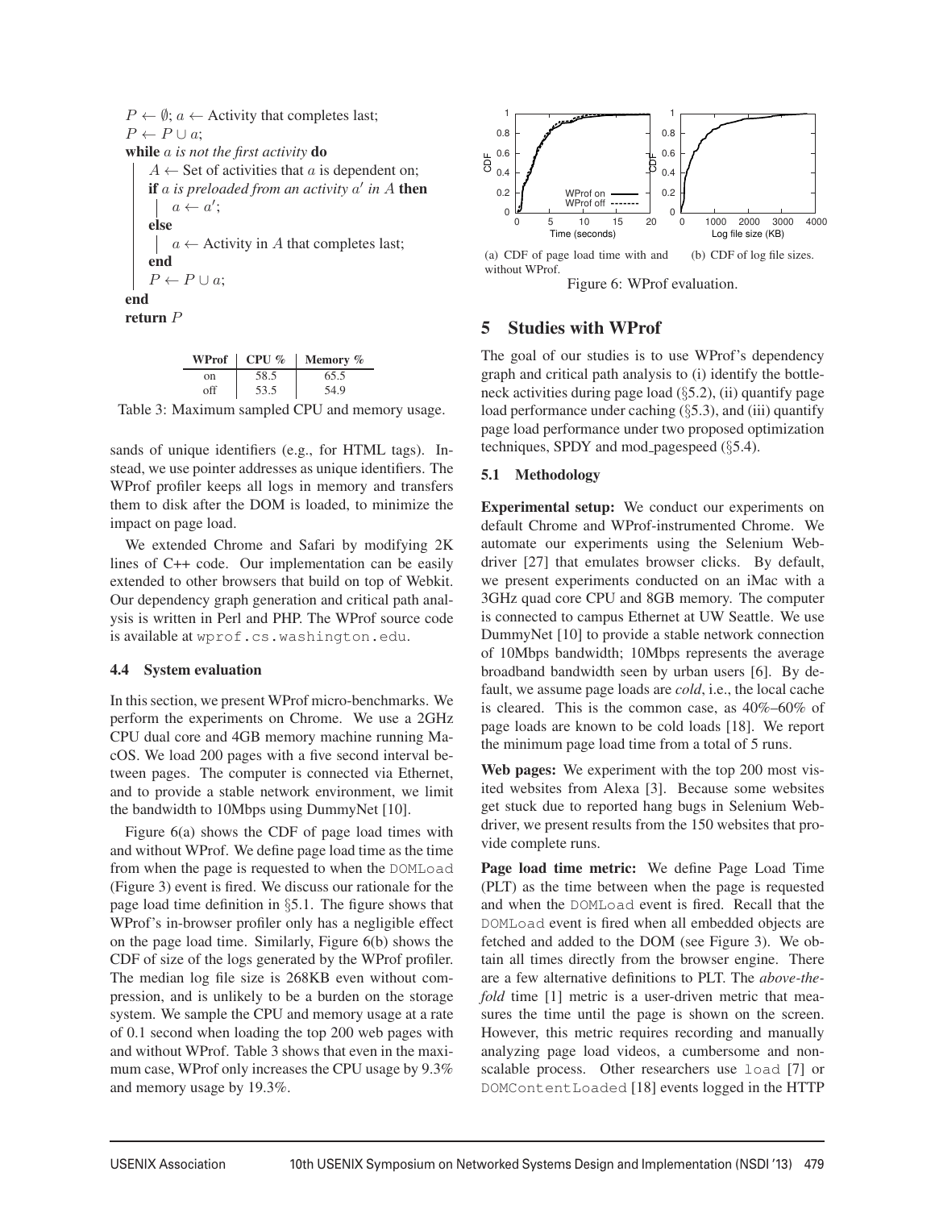```
P ← ∅; a ← Activity that completes last;
P ← P ∪ a;
while a is not the first activity do
    A ← Set of activities that a is dependent on;
    if a is preloaded from an activity a′ in A then
        a ← a′;
    else
        a ← Activity in A that completes last;
    end
    P ← P ∪ a;
end
return P
```

| WProf | CPU % | Memory % |
|---|---|---|
| on | 58.5 | 65.5 |
| off | 53.5 | 54.9 |

Table 3: Maximum sampled CPU and memory usage.

sands of unique identifiers (e.g., for HTML tags). Instead, we use pointer addresses as unique identifiers. The WProf profiler keeps all logs in memory and transfers them to disk after the DOM is loaded, to minimize the impact on page load.

We extended Chrome and Safari by modifying 2K lines of C++ code. Our implementation can be easily extended to other browsers that build on top of Webkit. Our dependency graph generation and critical path analysis is written in Perl and PHP. The WProf source code is available at wprof.cs.washington.edu.

### 4.4 System evaluation

In this section, we present WProf micro-benchmarks. We perform the experiments on Chrome. We use a 2GHz CPU dual core and 4GB memory machine running MacOS. We load 200 pages with a five second interval between pages. The computer is connected via Ethernet, and to provide a stable network environment, we limit the bandwidth to 10Mbps using DummyNet [10].

Figure 6(a) shows the CDF of page load times with and without WProf. We define page load time as the time from when the page is requested to when the DOMLoad (Figure 3) event is fired. We discuss our rationale for the page load time definition in §5.1. The figure shows that WProf's in-browser profiler only has a negligible effect on the page load time. Similarly, Figure 6(b) shows the CDF of size of the logs generated by the WProf profiler. The median log file size is 268KB even without compression, and is unlikely to be a burden on the storage system. We sample the CPU and memory usage at a rate of 0.1 second when loading the top 200 web pages with and without WProf. Table 3 shows that even in the maximum case, WProf only increases the CPU usage by 9.3% and memory usage by 19.3%.

(a) CDF of page load time with and without WProf.

(b) CDF of log file sizes.

Figure 6: WProf evaluation.

## 5 Studies with WProf

The goal of our studies is to use WProf's dependency graph and critical path analysis to (i) identify the bottleneck activities during page load (§5.2), (ii) quantify page load performance under caching (§5.3), and (iii) quantify page load performance under two proposed optimization techniques, SPDY and mod_pagespeed (§5.4).

### 5.1 Methodology

**Experimental setup:** We conduct our experiments on default Chrome and WProf-instrumented Chrome. We automate our experiments using the Selenium Webdriver [27] that emulates browser clicks. By default, we present experiments conducted on an iMac with a 3GHz quad core CPU and 8GB memory. The computer is connected to campus Ethernet at UW Seattle. We use DummyNet [10] to provide a stable network connection of 10Mbps bandwidth; 10Mbps represents the average broadband bandwidth seen by urban users [6]. By default, we assume page loads are *cold*, i.e., the local cache is cleared. This is the common case, as 40%–60% of page loads are known to be cold loads [18]. We report the minimum page load time from a total of 5 runs.

**Web pages:** We experiment with the top 200 most visited websites from Alexa [3]. Because some websites get stuck due to reported hang bugs in Selenium Webdriver, we present results from the 150 websites that provide complete runs.

**Page load time metric:** We define Page Load Time (PLT) as the time between when the page is requested and when the DOMLoad event is fired. Recall that the DOMLoad event is fired when all embedded objects are fetched and added to the DOM (see Figure 3). We obtain all times directly from the browser engine. There are a few alternative definitions to PLT. The *above-the-fold* time [1] metric is a user-driven metric that measures the time until the page is shown on the screen. However, this metric requires recording and manually analyzing page load videos, a cumbersome and non-scalable process. Other researchers use load [7] or DOMContentLoaded [18] events logged in the HTTP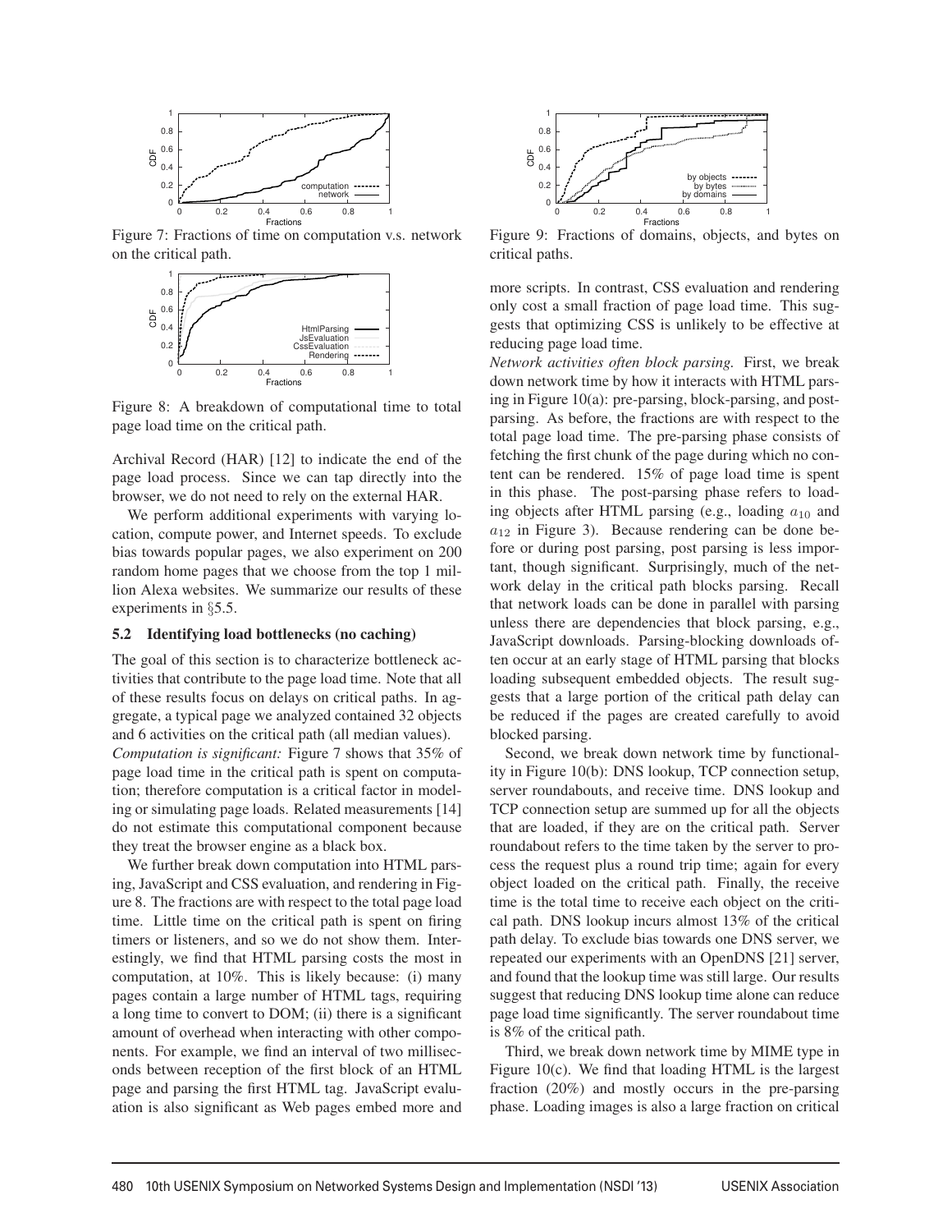Figure 7: Fractions of time on computation v.s. network on the critical path.

Figure 8: A breakdown of computational time to total page load time on the critical path.

Archival Record (HAR) [12] to indicate the end of the page load process. Since we can tap directly into the browser, we do not need to rely on the external HAR.

We perform additional experiments with varying location, compute power, and Internet speeds. To exclude bias towards popular pages, we also experiment on 200 random home pages that we choose from the top 1 million Alexa websites. We summarize our results of these experiments in §5.5.

### 5.2 Identifying load bottlenecks (no caching)

The goal of this section is to characterize bottleneck activities that contribute to the page load time. Note that all of these results focus on delays on critical paths. In aggregate, a typical page we analyzed contained 32 objects and 6 activities on the critical path (all median values).

*Computation is significant:* Figure 7 shows that 35% of page load time in the critical path is spent on computation; therefore computation is a critical factor in modeling or simulating page loads. Related measurements [14] do not estimate this computational component because they treat the browser engine as a black box.

We further break down computation into HTML parsing, JavaScript and CSS evaluation, and rendering in Figure 8. The fractions are with respect to the total page load time. Little time on the critical path is spent on firing timers or listeners, and so we do not show them. Interestingly, we find that HTML parsing costs the most in computation, at 10%. This is likely because: (i) many pages contain a large number of HTML tags, requiring a long time to convert to DOM; (ii) there is a significant amount of overhead when interacting with other components. For example, we find an interval of two milliseconds between reception of the first block of an HTML page and parsing the first HTML tag. JavaScript evaluation is also significant as Web pages embed more and more scripts. In contrast, CSS evaluation and rendering only cost a small fraction of page load time. This suggests that optimizing CSS is unlikely to be effective at reducing page load time.

Figure 9: Fractions of domains, objects, and bytes on critical paths.

*Network activities often block parsing.* First, we break down network time by how it interacts with HTML parsing in Figure 10(a): pre-parsing, block-parsing, and post-parsing. As before, the fractions are with respect to the total page load time. The pre-parsing phase consists of fetching the first chunk of the page during which no content can be rendered. 15% of page load time is spent in this phase. The post-parsing phase refers to loading objects after HTML parsing (e.g., loading $a_{10}$ and $a_{12}$ in Figure 3). Because rendering can be done before or during post parsing, post parsing is less important, though significant. Surprisingly, much of the network delay in the critical path blocks parsing. Recall that network loads can be done in parallel with parsing unless there are dependencies that block parsing, e.g., JavaScript downloads. Parsing-blocking downloads often occur at an early stage of HTML parsing that blocks loading subsequent embedded objects. The result suggests that a large portion of the critical path delay can be reduced if the pages are created carefully to avoid blocked parsing.

Second, we break down network time by functionality in Figure 10(b): DNS lookup, TCP connection setup, server roundabouts, and receive time. DNS lookup and TCP connection setup are summed up for all the objects that are loaded, if they are on the critical path. Server roundabout refers to the time taken by the server to process the request plus a round trip time; again for every object loaded on the critical path. Finally, the receive time is the total time to receive each object on the critical path. DNS lookup incurs almost 13% of the critical path delay. To exclude bias towards one DNS server, we repeated our experiments with an OpenDNS [21] server, and found that the lookup time was still large. Our results suggest that reducing DNS lookup time alone can reduce page load time significantly. The server roundabout time is 8% of the critical path.

Third, we break down network time by MIME type in Figure 10(c). We find that loading HTML is the largest fraction (20%) and mostly occurs in the pre-parsing phase. Loading images is also a large fraction on critical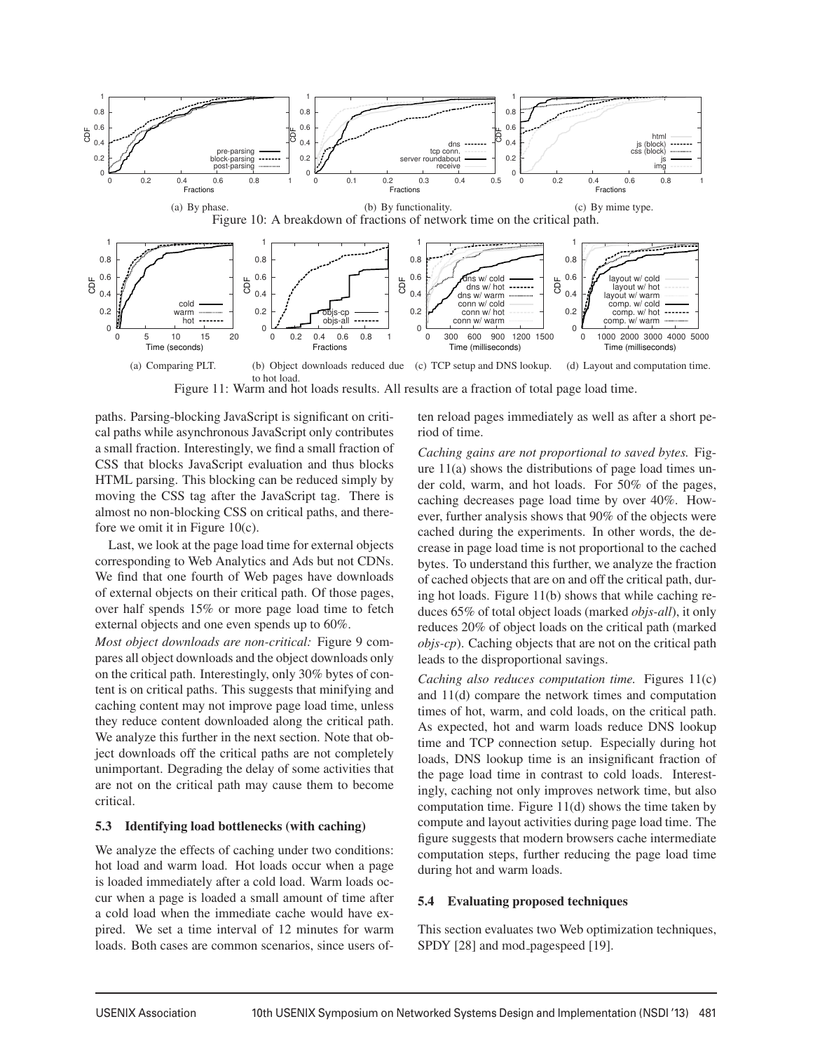(a) By phase. (b) By functionality. (c) By mime type.

Figure 10: A breakdown of fractions of network time on the critical path.

(a) Comparing PLT. (b) Object downloads reduced due to hot load. (c) TCP setup and DNS lookup. (d) Layout and computation time.

Figure 11: Warm and hot loads results. All results are a fraction of total page load time.

paths. Parsing-blocking JavaScript is significant on critical paths while asynchronous JavaScript only contributes a small fraction. Interestingly, we find a small fraction of CSS that blocks JavaScript evaluation and thus blocks HTML parsing. This blocking can be reduced simply by moving the CSS tag after the JavaScript tag. There is almost no non-blocking CSS on critical paths, and therefore we omit it in Figure 10(c).

Last, we look at the page load time for external objects corresponding to Web Analytics and Ads but not CDNs. We find that one fourth of Web pages have downloads of external objects on their critical path. Of those pages, over half spends 15% or more page load time to fetch external objects and one even spends up to 60%.

*Most object downloads are non-critical:* Figure 9 compares all object downloads and the object downloads only on the critical path. Interestingly, only 30% bytes of content is on critical paths. This suggests that minifying and caching content may not improve page load time, unless they reduce content downloaded along the critical path. We analyze this further in the next section. Note that object downloads off the critical paths are not completely unimportant. Degrading the delay of some activities that are not on the critical path may cause them to become critical.

### 5.3 Identifying load bottlenecks (with caching)

We analyze the effects of caching under two conditions: hot load and warm load. Hot loads occur when a page is loaded immediately after a cold load. Warm loads occur when a page is loaded a small amount of time after a cold load when the immediate cache would have expired. We set a time interval of 12 minutes for warm loads. Both cases are common scenarios, since users often reload pages immediately as well as after a short period of time.

*Caching gains are not proportional to saved bytes.* Figure 11(a) shows the distributions of page load times under cold, warm, and hot loads. For 50% of the pages, caching decreases page load time by over 40%. However, further analysis shows that 90% of the objects were cached during the experiments. In other words, the decrease in page load time is not proportional to the cached bytes. To understand this further, we analyze the fraction of cached objects that are on and off the critical path, during hot loads. Figure 11(b) shows that while caching reduces 65% of total object loads (marked *objs-all*), it only reduces 20% of object loads on the critical path (marked *objs-cp*). Caching objects that are not on the critical path leads to the disproportional savings.

*Caching also reduces computation time.* Figures 11(c) and 11(d) compare the network times and computation times of hot, warm, and cold loads, on the critical path. As expected, hot and warm loads reduce DNS lookup time and TCP connection setup. Especially during hot loads, DNS lookup time is an insignificant fraction of the page load time in contrast to cold loads. Interestingly, caching not only improves network time, but also computation time. Figure 11(d) shows the time taken by compute and layout activities during page load time. The figure suggests that modern browsers cache intermediate computation steps, further reducing the page load time during hot and warm loads.

### 5.4 Evaluating proposed techniques

This section evaluates two Web optimization techniques, SPDY [28] and mod_pagespeed [19].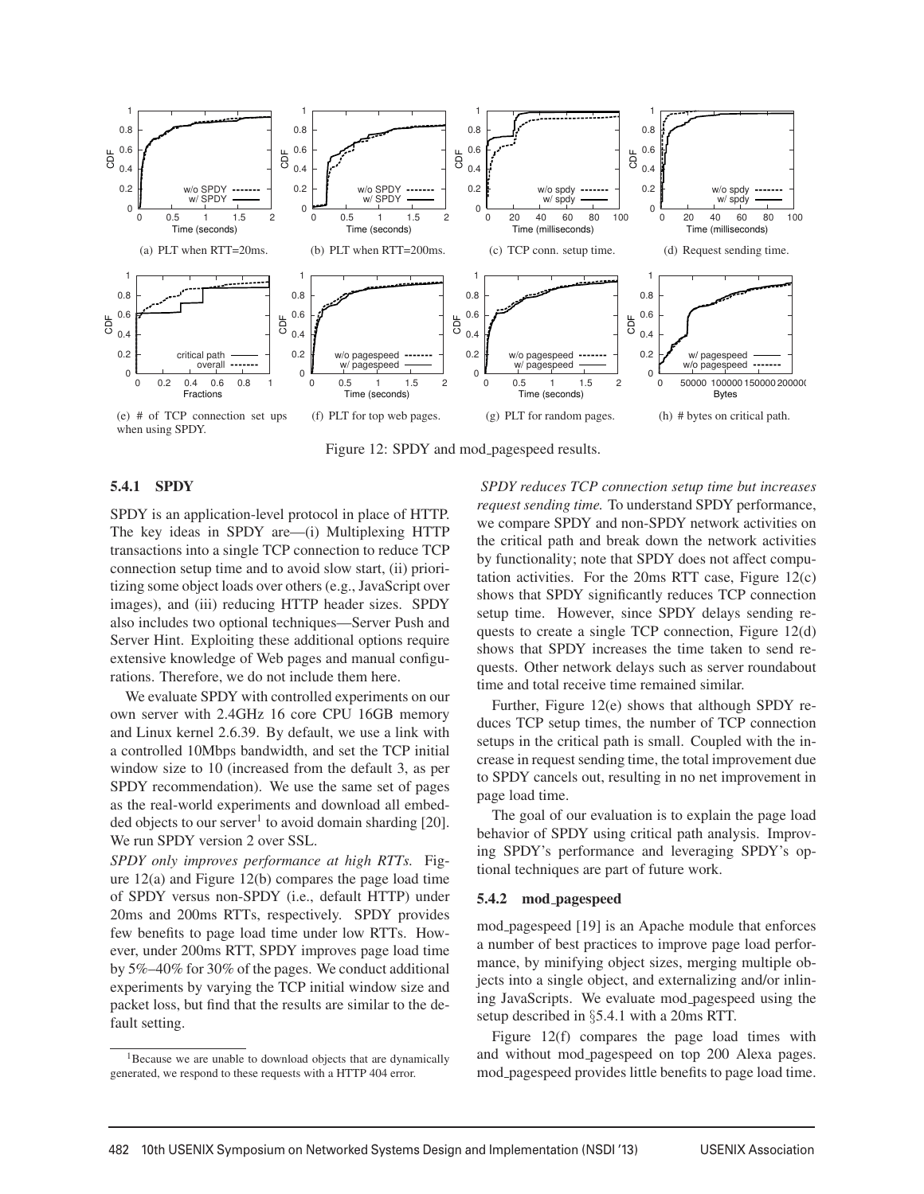(a) PLT when RTT=20ms.

(b) PLT when RTT=200ms.

(c) TCP conn. setup time.

(d) Request sending time.

(e) # of TCP connection set ups when using SPDY.

(f) PLT for top web pages.

(g) PLT for random pages.

(h) # bytes on critical path.

Figure 12: SPDY and mod_pagespeed results.

#### 5.4.1 SPDY

SPDY is an application-level protocol in place of HTTP. The key ideas in SPDY are—(i) Multiplexing HTTP transactions into a single TCP connection to reduce TCP connection setup time and to avoid slow start, (ii) prioritizing some object loads over others (e.g., JavaScript over images), and (iii) reducing HTTP header sizes. SPDY also includes two optional techniques—Server Push and Server Hint. Exploiting these additional options require extensive knowledge of Web pages and manual configurations. Therefore, we do not include them here.

We evaluate SPDY with controlled experiments on our own server with 2.4GHz 16 core CPU 16GB memory and Linux kernel 2.6.39. By default, we use a link with a controlled 10Mbps bandwidth, and set the TCP initial window size to 10 (increased from the default 3, as per SPDY recommendation). We use the same set of pages as the real-world experiments and download all embedded objects to our server[1] to avoid domain sharding [20]. We run SPDY version 2 over SSL.

*SPDY only improves performance at high RTTs.* Figure 12(a) and Figure 12(b) compares the page load time of SPDY versus non-SPDY (i.e., default HTTP) under 20ms and 200ms RTTs, respectively. SPDY provides few benefits to page load time under low RTTs. However, under 200ms RTT, SPDY improves page load time by 5%–40% for 30% of the pages. We conduct additional experiments by varying the TCP initial window size and packet loss, but find that the results are similar to the default setting.

[1] Because we are unable to download objects that are dynamically generated, we respond to these requests with a HTTP 404 error.

*SPDY reduces TCP connection setup time but increases request sending time.* To understand SPDY performance, we compare SPDY and non-SPDY network activities on the critical path and break down the network activities by functionality; note that SPDY does not affect computation activities. For the 20ms RTT case, Figure 12(c) shows that SPDY significantly reduces TCP connection setup time. However, since SPDY delays sending requests to create a single TCP connection, Figure 12(d) shows that SPDY increases the time taken to send requests. Other network delays such as server roundabout time and total receive time remained similar.

Further, Figure 12(e) shows that although SPDY reduces TCP setup times, the number of TCP connection setups in the critical path is small. Coupled with the increase in request sending time, the total improvement due to SPDY cancels out, resulting in no net improvement in page load time.

The goal of our evaluation is to explain the page load behavior of SPDY using critical path analysis. Improving SPDY's performance and leveraging SPDY's optional techniques are part of future work.

#### 5.4.2 mod_pagespeed

mod_pagespeed [19] is an Apache module that enforces a number of best practices to improve page load performance, by minifying object sizes, merging multiple objects into a single object, and externalizing and/or inlining JavaScripts. We evaluate mod_pagespeed using the setup described in §5.4.1 with a 20ms RTT.

Figure 12(f) compares the page load times with and without mod_pagespeed on top 200 Alexa pages. mod_pagespeed provides little benefits to page load time.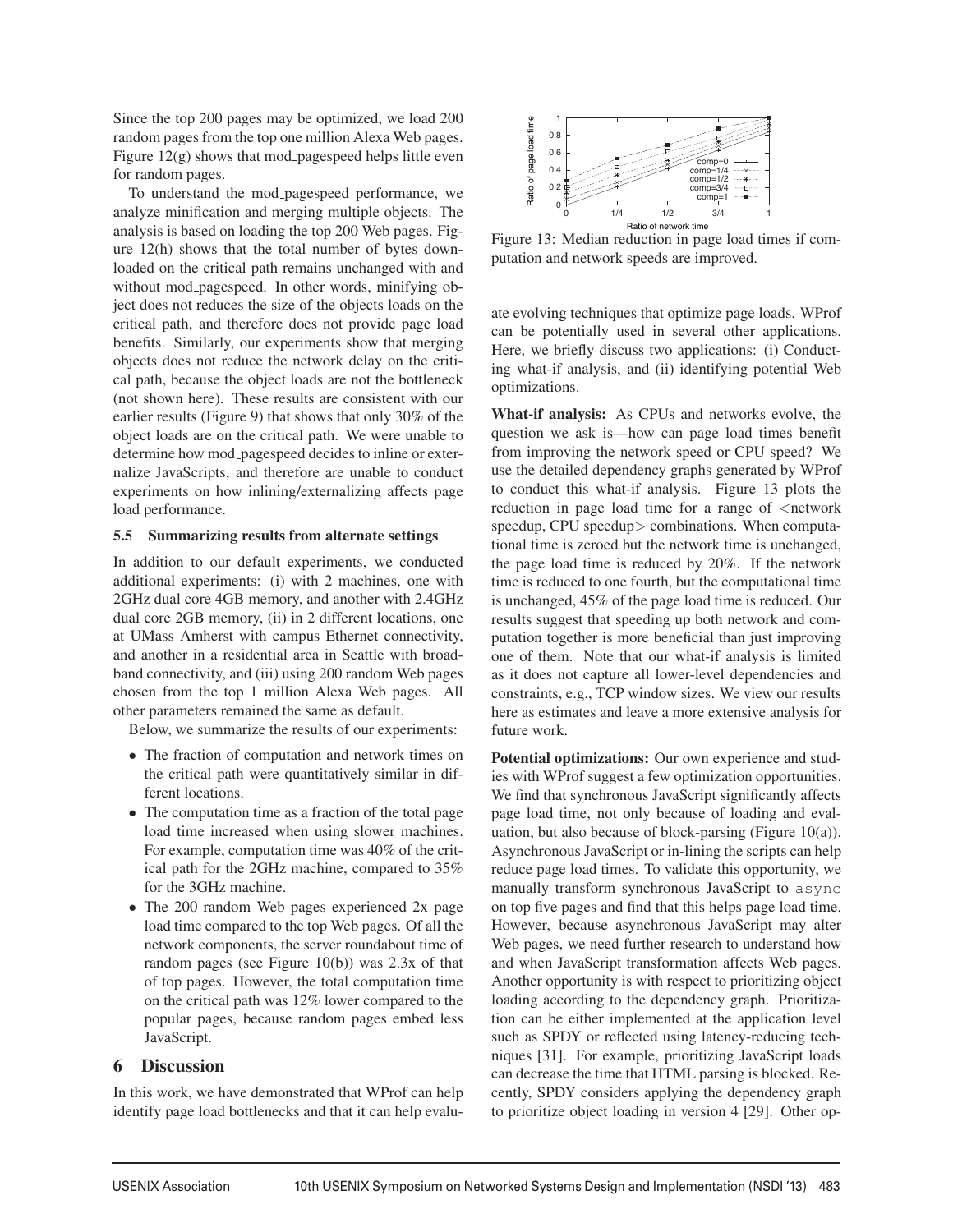Since the top 200 pages may be optimized, we load 200 random pages from the top one million Alexa Web pages. Figure 12(g) shows that mod_pagespeed helps little even for random pages.

To understand the mod_pagespeed performance, we analyze minification and merging multiple objects. The analysis is based on loading the top 200 Web pages. Figure 12(h) shows that the total number of bytes downloaded on the critical path remains unchanged with and without mod_pagespeed. In other words, minifying object does not reduces the size of the objects loads on the critical path, and therefore does not provide page load benefits. Similarly, our experiments show that merging objects does not reduce the network delay on the critical path, because the object loads are not the bottleneck (not shown here). These results are consistent with our earlier results (Figure 9) that shows that only 30% of the object loads are on the critical path. We were unable to determine how mod_pagespeed decides to inline or externalize JavaScripts, and therefore are unable to conduct experiments on how inlining/externalizing affects page load performance.

### 5.5 Summarizing results from alternate settings

In addition to our default experiments, we conducted additional experiments: (i) with 2 machines, one with 2GHz dual core 4GB memory, and another with 2.4GHz dual core 2GB memory, (ii) in 2 different locations, one at UMass Amherst with campus Ethernet connectivity, and another in a residential area in Seattle with broadband connectivity, and (iii) using 200 random Web pages chosen from the top 1 million Alexa Web pages. All other parameters remained the same as default.

Below, we summarize the results of our experiments:

- The fraction of computation and network times on the critical path were quantitatively similar in different locations.
- The computation time as a fraction of the total page load time increased when using slower machines. For example, computation time was 40% of the critical path for the 2GHz machine, compared to 35% for the 3GHz machine.
- The 200 random Web pages experienced 2x page load time compared to the top Web pages. Of all the network components, the server roundabout time of random pages (see Figure 10(b)) was 2.3x of that of top pages. However, the total computation time on the critical path was 12% lower compared to the popular pages, because random pages embed less JavaScript.

## 6 Discussion

In this work, we have demonstrated that WProf can help identify page load bottlenecks and that it can help evaluate evolving techniques that optimize page loads. WProf can be potentially used in several other applications. Here, we briefly discuss two applications: (i) Conducting what-if analysis, and (ii) identifying potential Web optimizations.

Figure 13: Median reduction in page load times if computation and network speeds are improved.

**What-if analysis:** As CPUs and networks evolve, the question we ask is—how can page load times benefit from improving the network speed or CPU speed? We use the detailed dependency graphs generated by WProf to conduct this what-if analysis. Figure 13 plots the reduction in page load time for a range of <network speedup, CPU speedup> combinations. When computational time is zeroed but the network time is unchanged, the page load time is reduced by 20%. If the network time is reduced to one fourth, but the computational time is unchanged, 45% of the page load time is reduced. Our results suggest that speeding up both network and computation together is more beneficial than just improving one of them. Note that our what-if analysis is limited as it does not capture all lower-level dependencies and constraints, e.g., TCP window sizes. We view our results here as estimates and leave a more extensive analysis for future work.

**Potential optimizations:** Our own experience and studies with WProf suggest a few optimization opportunities. We find that synchronous JavaScript significantly affects page load time, not only because of loading and evaluation, but also because of block-parsing (Figure 10(a)). Asynchronous JavaScript or in-lining the scripts can help reduce page load times. To validate this opportunity, we manually transform synchronous JavaScript to `async` on top five pages and find that this helps page load time. However, because asynchronous JavaScript may alter Web pages, we need further research to understand how and when JavaScript transformation affects Web pages. Another opportunity is with respect to prioritizing object loading according to the dependency graph. Prioritization can be either implemented at the application level such as SPDY or reflected using latency-reducing techniques [31]. For example, prioritizing JavaScript loads can decrease the time that HTML parsing is blocked. Recently, SPDY considers applying the dependency graph to prioritize object loading in version 4 [29]. Other op-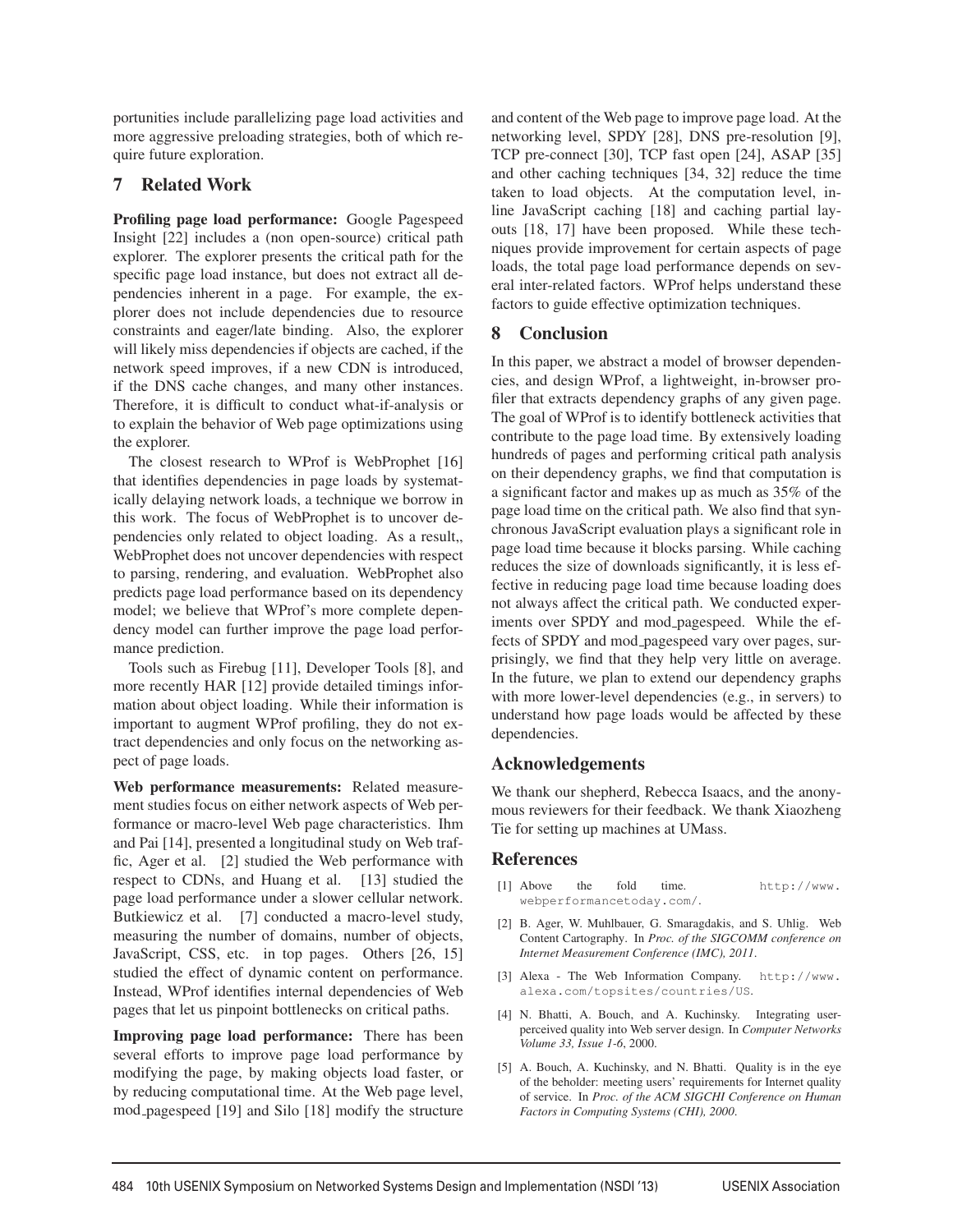portunities include parallelizing page load activities and more aggressive preloading strategies, both of which require future exploration.

## 7 Related Work

**Profiling page load performance:** Google Pagespeed Insight [22] includes a (non open-source) critical path explorer. The explorer presents the critical path for the specific page load instance, but does not extract all dependencies inherent in a page. For example, the explorer does not include dependencies due to resource constraints and eager/late binding. Also, the explorer will likely miss dependencies if objects are cached, if the network speed improves, if a new CDN is introduced, if the DNS cache changes, and many other instances. Therefore, it is difficult to conduct what-if-analysis or to explain the behavior of Web page optimizations using the explorer.

The closest research to WProf is WebProphet [16] that identifies dependencies in page loads by systematically delaying network loads, a technique we borrow in this work. The focus of WebProphet is to uncover dependencies only related to object loading. As a result,, WebProphet does not uncover dependencies with respect to parsing, rendering, and evaluation. WebProphet also predicts page load performance based on its dependency model; we believe that WProf's more complete dependency model can further improve the page load performance prediction.

Tools such as Firebug [11], Developer Tools [8], and more recently HAR [12] provide detailed timings information about object loading. While their information is important to augment WProf profiling, they do not extract dependencies and only focus on the networking aspect of page loads.

**Web performance measurements:** Related measurement studies focus on either network aspects of Web performance or macro-level Web page characteristics. Ihm and Pai [14], presented a longitudinal study on Web traffic, Ager et al. [2] studied the Web performance with respect to CDNs, and Huang et al. [13] studied the page load performance under a slower cellular network. Butkiewicz et al. [7] conducted a macro-level study, measuring the number of domains, number of objects, JavaScript, CSS, etc. in top pages. Others [26, 15] studied the effect of dynamic content on performance. Instead, WProf identifies internal dependencies of Web pages that let us pinpoint bottlenecks on critical paths.

**Improving page load performance:** There has been several efforts to improve page load performance by modifying the page, by making objects load faster, or by reducing computational time. At the Web page level, mod_pagespeed [19] and Silo [18] modify the structure and content of the Web page to improve page load. At the networking level, SPDY [28], DNS pre-resolution [9], TCP pre-connect [30], TCP fast open [24], ASAP [35] and other caching techniques [34, 32] reduce the time taken to load objects. At the computation level, inline JavaScript caching [18] and caching partial layouts [18, 17] have been proposed. While these techniques provide improvement for certain aspects of page loads, the total page load performance depends on several inter-related factors. WProf helps understand these factors to guide effective optimization techniques.

## 8 Conclusion

In this paper, we abstract a model of browser dependencies, and design WProf, a lightweight, in-browser profiler that extracts dependency graphs of any given page. The goal of WProf is to identify bottleneck activities that contribute to the page load time. By extensively loading hundreds of pages and performing critical path analysis on their dependency graphs, we find that computation is a significant factor and makes up as much as 35% of the page load time on the critical path. We also find that synchronous JavaScript evaluation plays a significant role in page load time because it blocks parsing. While caching reduces the size of downloads significantly, it is less effective in reducing page load time because loading does not always affect the critical path. We conducted experiments over SPDY and mod_pagespeed. While the effects of SPDY and mod_pagespeed vary over pages, surprisingly, we find that they help very little on average. In the future, we plan to extend our dependency graphs with more lower-level dependencies (e.g., in servers) to understand how page loads would be affected by these dependencies.

## Acknowledgements

We thank our shepherd, Rebecca Isaacs, and the anonymous reviewers for their feedback. We thank Xiaozheng Tie for setting up machines at UMass.

## References

[1] Above the fold time. http://www.webperformancetoday.com/.

[2] B. Ager, W. Muhlbauer, G. Smaragdakis, and S. Uhlig. Web Content Cartography. In *Proc. of the SIGCOMM conference on Internet Measurement Conference (IMC), 2011*.

[3] Alexa - The Web Information Company. http://www.alexa.com/topsites/countries/US.

[4] N. Bhatti, A. Bouch, and A. Kuchinsky. Integrating user-perceived quality into Web server design. In *Computer Networks Volume 33, Issue 1-6*, 2000.

[5] A. Bouch, A. Kuchinsky, and N. Bhatti. Quality is in the eye of the beholder: meeting users' requirements for Internet quality of service. In *Proc. of the ACM SIGCHI Conference on Human Factors in Computing Systems (CHI), 2000*.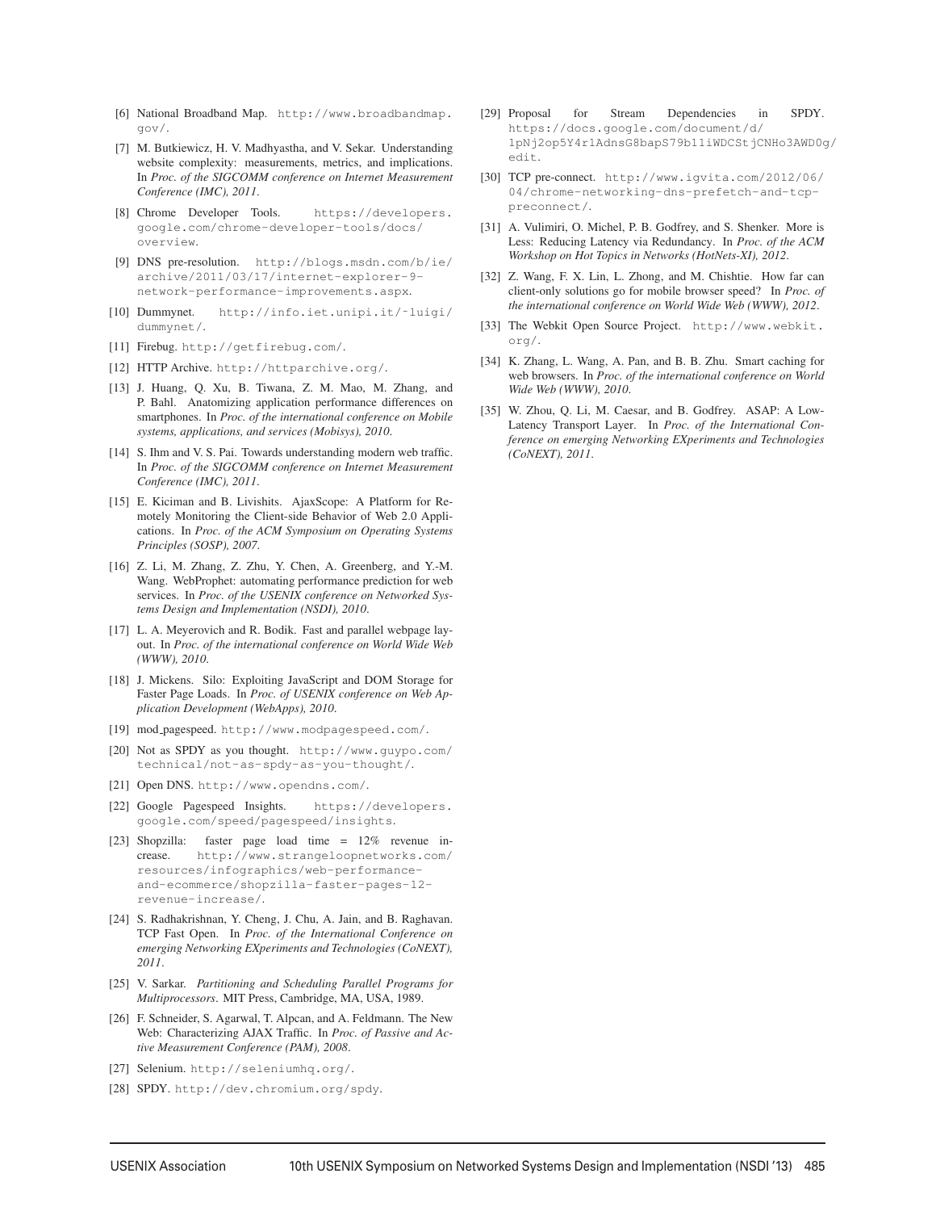[6] National Broadband Map. http://www.broadbandmap.gov/.

[7] M. Butkiewicz, H. V. Madhyastha, and V. Sekar. Understanding website complexity: measurements, metrics, and implications. In *Proc. of the SIGCOMM conference on Internet Measurement Conference (IMC), 2011*.

[8] Chrome Developer Tools. https://developers.google.com/chrome-developer-tools/docs/overview.

[9] DNS pre-resolution. http://blogs.msdn.com/b/ie/archive/2011/03/17/internet-explorer-9-network-performance-improvements.aspx.

[10] Dummynet. http://info.iet.unipi.it/~luigi/dummynet/.

[11] Firebug. http://getfirebug.com/.

[12] HTTP Archive. http://httparchive.org/.

[13] J. Huang, Q. Xu, B. Tiwana, Z. M. Mao, M. Zhang, and P. Bahl. Anatomizing application performance differences on smartphones. In *Proc. of the international conference on Mobile systems, applications, and services (Mobisys), 2010*.

[14] S. Ihm and V. S. Pai. Towards understanding modern web traffic. In *Proc. of the SIGCOMM conference on Internet Measurement Conference (IMC), 2011*.

[15] E. Kiciman and B. Livishits. AjaxScope: A Platform for Remotely Monitoring the Client-side Behavior of Web 2.0 Applications. In *Proc. of the ACM Symposium on Operating Systems Principles (SOSP), 2007*.

[16] Z. Li, M. Zhang, Z. Zhu, Y. Chen, A. Greenberg, and Y.-M. Wang. WebProphet: automating performance prediction for web services. In *Proc. of the USENIX conference on Networked Systems Design and Implementation (NSDI), 2010*.

[17] L. A. Meyerovich and R. Bodik. Fast and parallel webpage layout. In *Proc. of the international conference on World Wide Web (WWW), 2010*.

[18] J. Mickens. Silo: Exploiting JavaScript and DOM Storage for Faster Page Loads. In *Proc. of USENIX conference on Web Application Development (WebApps), 2010*.

[19] mod_pagespeed. http://www.modpagespeed.com/.

[20] Not as SPDY as you thought. http://www.guypo.com/technical/not-as-spdy-as-you-thought/.

[21] Open DNS. http://www.opendns.com/.

[22] Google Pagespeed Insights. https://developers.google.com/speed/pagespeed/insights.

[23] Shopzilla: faster page load time = 12% revenue increase. http://www.strangeloopnetworks.com/resources/infographics/web-performance-and-ecommerce/shopzilla-faster-pages-12-revenue-increase/.

[24] S. Radhakrishnan, Y. Cheng, J. Chu, A. Jain, and B. Raghavan. TCP Fast Open. In *Proc. of the International Conference on emerging Networking EXperiments and Technologies (CoNEXT), 2011*.

[25] V. Sarkar. *Partitioning and Scheduling Parallel Programs for Multiprocessors*. MIT Press, Cambridge, MA, USA, 1989.

[26] F. Schneider, S. Agarwal, T. Alpcan, and A. Feldmann. The New Web: Characterizing AJAX Traffic. In *Proc. of Passive and Active Measurement Conference (PAM), 2008*.

[27] Selenium. http://seleniumhq.org/.

[28] SPDY. http://dev.chromium.org/spdy.

[29] Proposal for Stream Dependencies in SPDY. https://docs.google.com/document/d/1pNj2op5Y4r1AdnsG8bapS79b11iWDCStjCNHo3AWD0g/edit.

[30] TCP pre-connect. http://www.igvita.com/2012/06/04/chrome-networking-dns-prefetch-and-tcp-preconnect/.

[31] A. Vulimiri, O. Michel, P. B. Godfrey, and S. Shenker. More is Less: Reducing Latency via Redundancy. In *Proc. of the ACM Workshop on Hot Topics in Networks (HotNets-XI), 2012*.

[32] Z. Wang, F. X. Lin, L. Zhong, and M. Chishtie. How far can client-only solutions go for mobile browser speed? In *Proc. of the international conference on World Wide Web (WWW), 2012*.

[33] The Webkit Open Source Project. http://www.webkit.org/.

[34] K. Zhang, L. Wang, A. Pan, and B. B. Zhu. Smart caching for web browsers. In *Proc. of the international conference on World Wide Web (WWW), 2010*.

[35] W. Zhou, Q. Li, M. Caesar, and B. Godfrey. ASAP: A Low-Latency Transport Layer. In *Proc. of the International Conference on emerging Networking EXperiments and Technologies (CoNEXT), 2011*.